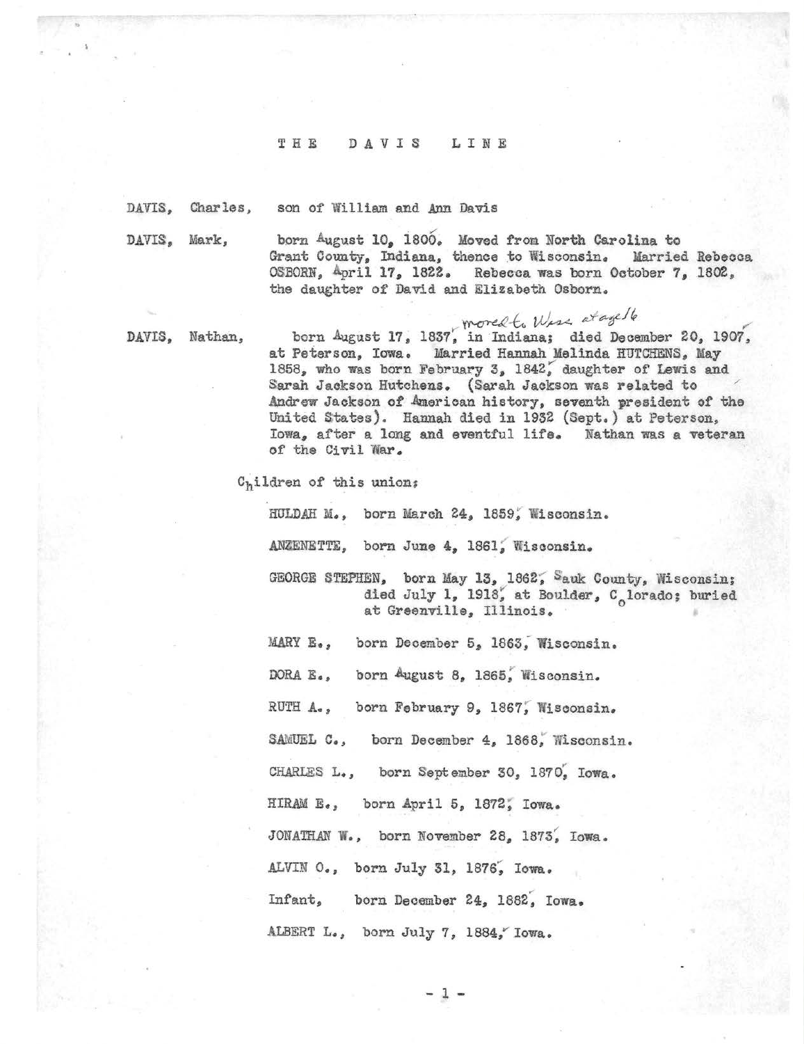# THE DAVIS LINE

**DAVIS, Charles,** son of William and Ann Davis

**DAVIS, Mark,** born August 10, 1800. Moved from North Carolina to Grant County, Indiana, thence to Wisconsin. Married Rebecca OSBORN, April 17, 1822. Rebecca was born October 7, 1802, the daughter of David and Elizabeth Osborn.

**DAVIS, Nathan,** born August 17, 1837, in Indiana; moved to Wisc at age 16; died December 20, 1907, at Peterson, Iowa. Married Hannah Melinda HUTCHENS, May 1858, who was born February 3, 1842, daughter of Lewis and Sarah Jackson Hutchens. (Sarah Jackson was related to Andrew Jackson of American history, seventh president of the United States). Hannah died in 1932 (Sept.) at Peterson, Iowa, after a long and eventful life. Nathan was a veteran of the Civil War.

Children of this union:

- HULDAH M., born March 24, 1859, Wisconsin.
- ANZENETTE, born June 4, 1861, Wisconsin.
- GEORGE STEPHEN, born May 13, 1862, Sauk County, Wisconsin; died July 1, 1918, at Boulder, Colorado; buried at Greenville, Illinois.
- MARY E., born December 5, 1863, Wisconsin.
- DORA E., born August 8, 1865, Wisconsin.
- RUTH A., born February 9, 1867, Wisconsin.
- SAMUEL C., born December 4, 1868, Wisconsin.
- CHARLES L., born September 30, 1870, Iowa.
- HIRAM E., born April 5, 1872, Iowa.
- JONATHAN W., born November 28, 1873, Iowa.
- ALVIN O., born July 31, 1876, Iowa.
- Infant, born December 24, 1882, Iowa.
- ALBERT L., born July 7, 1884, Iowa.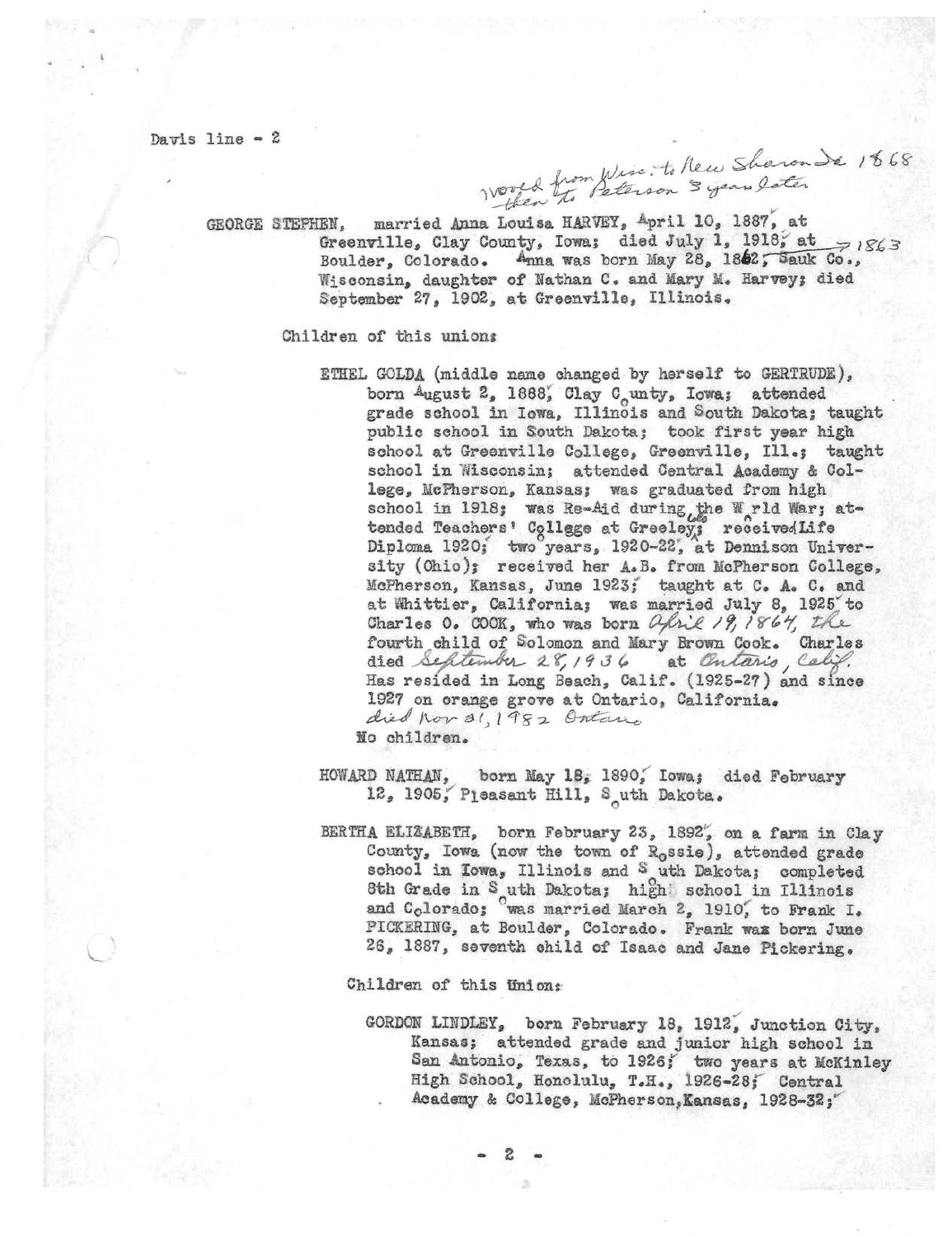Davis line - 2

*moved from Wisc. to New Sharon Ia 1868 then to Peterson 3 years later*

GEORGE STEPHEN, married Anna Louisa HARVEY, April 10, 1887, at Greenville, Clay County, Iowa; died July 1, 1918, at Boulder, Colorado. Anna was born May 28, 1862, ~~Sauk Co.,~~ *→ 1863* Wisconsin, daughter of Nathan C. and Mary M. Harvey; died September 27, 1902, at Greenville, Illinois.

Children of this union:

ETHEL GOLDA (middle name changed by herself to GERTRUDE), born August 2, 1888, Clay County, Iowa; attended grade school in Iowa, Illinois and South Dakota; taught public school in South Dakota; took first year high school at Greenville College, Greenville, Ill.; taught school in Wisconsin; attended Central Academy & College, McPherson, Kansas; was graduated from high school in 1918; was Re-Aid during the World War; attended Teachers' College at Greeley; received Life Diploma 1920; two years, 1920-22, at Dennison University (Ohio); received her A.B. from McPherson College, McPherson, Kansas, June 1923; taught at C. A. C. and at Whittier, California; was married July 8, 1925 to Charles O. COOK, who was born *April 19, 1864*, the fourth child of Solomon and Mary Brown Cook. Charles died *September 28, 1936* at *Ontario, Calif.* Has resided in Long Beach, Calif. (1925-27) and since 1927 on orange grove at Ontario, California. *died Nov 31, 1982 Ontario*
No children.

HOWARD NATHAN, born May 18, 1890, Iowa; died February 12, 1905, Pleasant Hill, South Dakota.

BERTHA ELIZABETH, born February 23, 1892, on a farm in Clay County, Iowa (now the town of Rossie), attended grade school in Iowa, Illinois and South Dakota; completed 8th Grade in South Dakota; high school in Illinois and Colorado; was married March 2, 1910, to Frank I. PICKERING, at Boulder, Colorado. Frank was born June 26, 1887, seventh child of Isaac and Jane Pickering.

Children of this Union:

GORDON LINDLEY, born February 18, 1912, Junction City, Kansas; attended grade and junior high school in San Antonio, Texas, to 1926; two years at McKinley High School, Honolulu, T.H., 1926-28; Central Academy & College, McPherson, Kansas, 1928-32;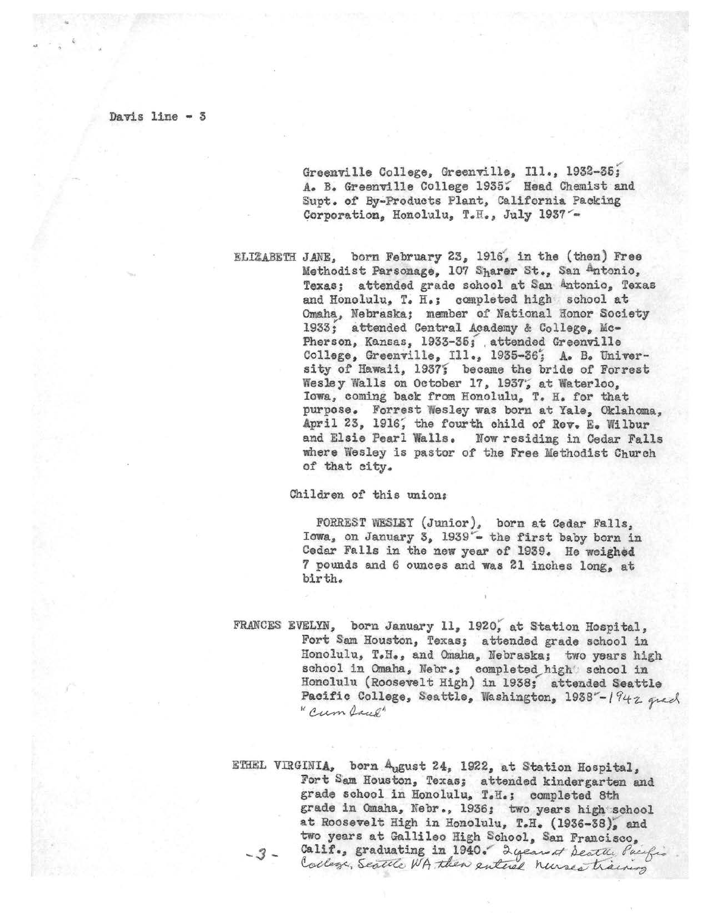Greenville College, Greenville, Ill., 1932-35; A. B. Greenville College 1935. Head Chemist and Supt. of By-Products Plant, California Packing Corporation, Honolulu, T.H., July 1937 -

ELIZABETH JANE, born February 23, 1916, in the (then) Free Methodist Parsonage, 107 Sharer St., San Antonio, Texas; attended grade school at San Antonio, Texas and Honolulu, T. H.; completed high school at Omaha, Nebraska; member of National Honor Society 1933; attended Central Academy & College, McPherson, Kansas, 1933-35; attended Greenville College, Greenville, Ill., 1935-36; A. B. University of Hawaii, 1937; became the bride of Forrest Wesley Walls on October 17, 1937, at Waterloo, Iowa, coming back from Honolulu, T. H. for that purpose. Forrest Wesley was born at Yale, Oklahoma, April 23, 1916, the fourth child of Rev. E. Wilbur and Elsie Pearl Walls. Now residing in Cedar Falls where Wesley is pastor of the Free Methodist Church of that city.

Children of this union:

FORREST WESLEY (Junior), born at Cedar Falls, Iowa, on January 3, 1939 - the first baby born in Cedar Falls in the new year of 1939. He weighed 7 pounds and 6 ounces and was 21 inches long, at birth.

FRANCES EVELYN, born January 11, 1920, at Station Hospital, Fort Sam Houston, Texas; attended grade school in Honolulu, T.H., and Omaha, Nebraska; two years high school in Omaha, Nebr.; completed high school in Honolulu (Roosevelt High) in 1938; attended Seattle Pacific College, Seattle, Washington, 1938 - 1942 grad "cum laud"

ETHEL VIRGINIA, born August 24, 1922, at Station Hospital, Fort Sam Houston, Texas; attended kindergarten and grade school in Honolulu, T.H.; completed 8th grade in Omaha, Nebr., 1936; two years high school at Roosevelt High in Honolulu, T.H. (1936-38), and two years at Gallileo High School, San Francisco, Calif., graduating in 1940. 2 years at Seattle Pacific College, Seattle WA then entered nurses training